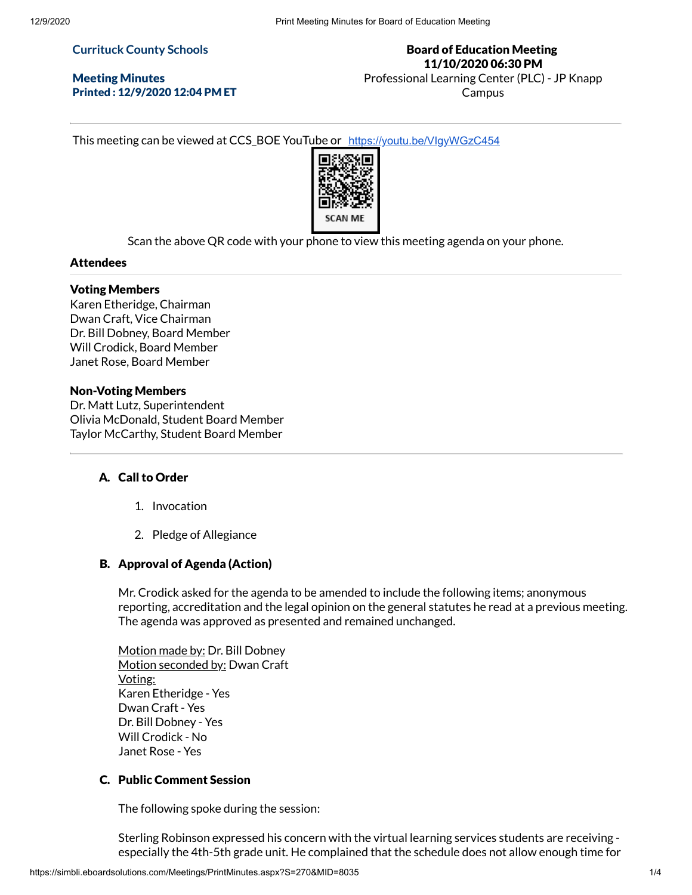**Currituck County Schools**

**Meeting Minutes**
**Printed : 12/9/2020 12:04 PM ET**

**Board of Education Meeting**
**11/10/2020 06:30 PM**
Professional Learning Center (PLC) - JP Knapp Campus

---

This meeting can be viewed at CCS_BOE YouTube or https://youtu.be/VIgyWGzC454

SCAN ME

Scan the above QR code with your phone to view this meeting agenda on your phone.

### Attendees

**Voting Members**
Karen Etheridge, Chairman
Dwan Craft, Vice Chairman
Dr. Bill Dobney, Board Member
Will Crodick, Board Member
Janet Rose, Board Member

**Non-Voting Members**
Dr. Matt Lutz, Superintendent
Olivia McDonald, Student Board Member
Taylor McCarthy, Student Board Member

---

### A. Call to Order

1. Invocation
2. Pledge of Allegiance

### B. Approval of Agenda (Action)

Mr. Crodick asked for the agenda to be amended to include the following items; anonymous reporting, accreditation and the legal opinion on the general statutes he read at a previous meeting. The agenda was approved as presented and remained unchanged.

Motion made by: Dr. Bill Dobney
Motion seconded by: Dwan Craft
Voting:
Karen Etheridge - Yes
Dwan Craft - Yes
Dr. Bill Dobney - Yes
Will Crodick - No
Janet Rose - Yes

### C. Public Comment Session

The following spoke during the session:

Sterling Robinson expressed his concern with the virtual learning services students are receiving - especially the 4th-5th grade unit. He complained that the schedule does not allow enough time for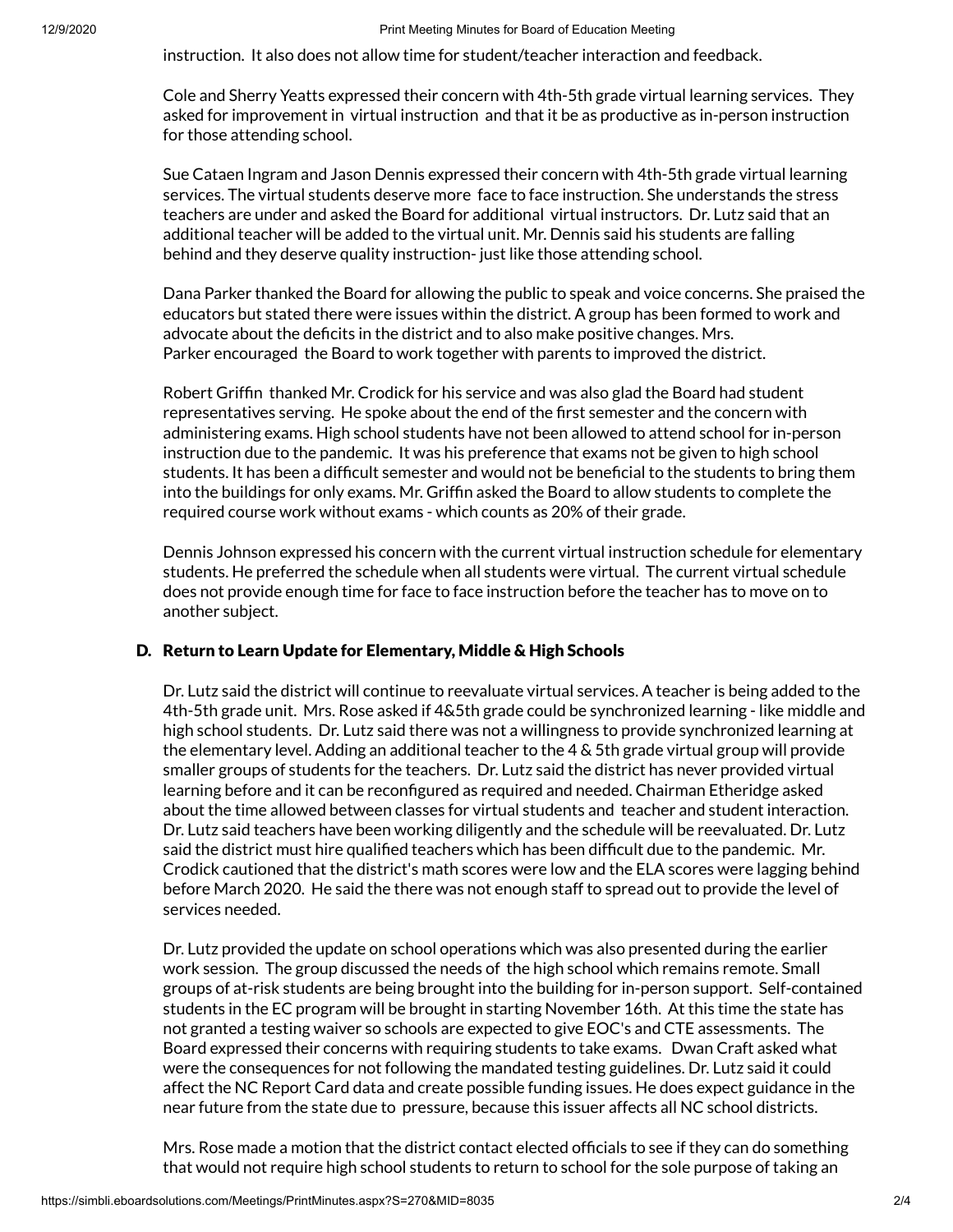instruction. It also does not allow time for student/teacher interaction and feedback.

Cole and Sherry Yeatts expressed their concern with 4th-5th grade virtual learning services. They asked for improvement in virtual instruction and that it be as productive as in-person instruction for those attending school.

Sue Cataen Ingram and Jason Dennis expressed their concern with 4th-5th grade virtual learning services. The virtual students deserve more face to face instruction. She understands the stress teachers are under and asked the Board for additional virtual instructors. Dr. Lutz said that an additional teacher will be added to the virtual unit. Mr. Dennis said his students are falling behind and they deserve quality instruction- just like those attending school.

Dana Parker thanked the Board for allowing the public to speak and voice concerns. She praised the educators but stated there were issues within the district. A group has been formed to work and advocate about the deficits in the district and to also make positive changes. Mrs. Parker encouraged the Board to work together with parents to improved the district.

Robert Griffin thanked Mr. Crodick for his service and was also glad the Board had student representatives serving. He spoke about the end of the first semester and the concern with administering exams. High school students have not been allowed to attend school for in-person instruction due to the pandemic. It was his preference that exams not be given to high school students. It has been a difficult semester and would not be beneficial to the students to bring them into the buildings for only exams. Mr. Griffin asked the Board to allow students to complete the required course work without exams - which counts as 20% of their grade.

Dennis Johnson expressed his concern with the current virtual instruction schedule for elementary students. He preferred the schedule when all students were virtual. The current virtual schedule does not provide enough time for face to face instruction before the teacher has to move on to another subject.

### D. Return to Learn Update for Elementary, Middle & High Schools

Dr. Lutz said the district will continue to reevaluate virtual services. A teacher is being added to the 4th-5th grade unit. Mrs. Rose asked if 4&5th grade could be synchronized learning - like middle and high school students. Dr. Lutz said there was not a willingness to provide synchronized learning at the elementary level. Adding an additional teacher to the 4 & 5th grade virtual group will provide smaller groups of students for the teachers. Dr. Lutz said the district has never provided virtual learning before and it can be reconfigured as required and needed. Chairman Etheridge asked about the time allowed between classes for virtual students and teacher and student interaction. Dr. Lutz said teachers have been working diligently and the schedule will be reevaluated. Dr. Lutz said the district must hire qualified teachers which has been difficult due to the pandemic. Mr. Crodick cautioned that the district's math scores were low and the ELA scores were lagging behind before March 2020. He said the there was not enough staff to spread out to provide the level of services needed.

Dr. Lutz provided the update on school operations which was also presented during the earlier work session. The group discussed the needs of the high school which remains remote. Small groups of at-risk students are being brought into the building for in-person support. Self-contained students in the EC program will be brought in starting November 16th. At this time the state has not granted a testing waiver so schools are expected to give EOC's and CTE assessments. The Board expressed their concerns with requiring students to take exams. Dwan Craft asked what were the consequences for not following the mandated testing guidelines. Dr. Lutz said it could affect the NC Report Card data and create possible funding issues. He does expect guidance in the near future from the state due to pressure, because this issuer affects all NC school districts.

Mrs. Rose made a motion that the district contact elected officials to see if they can do something that would not require high school students to return to school for the sole purpose of taking an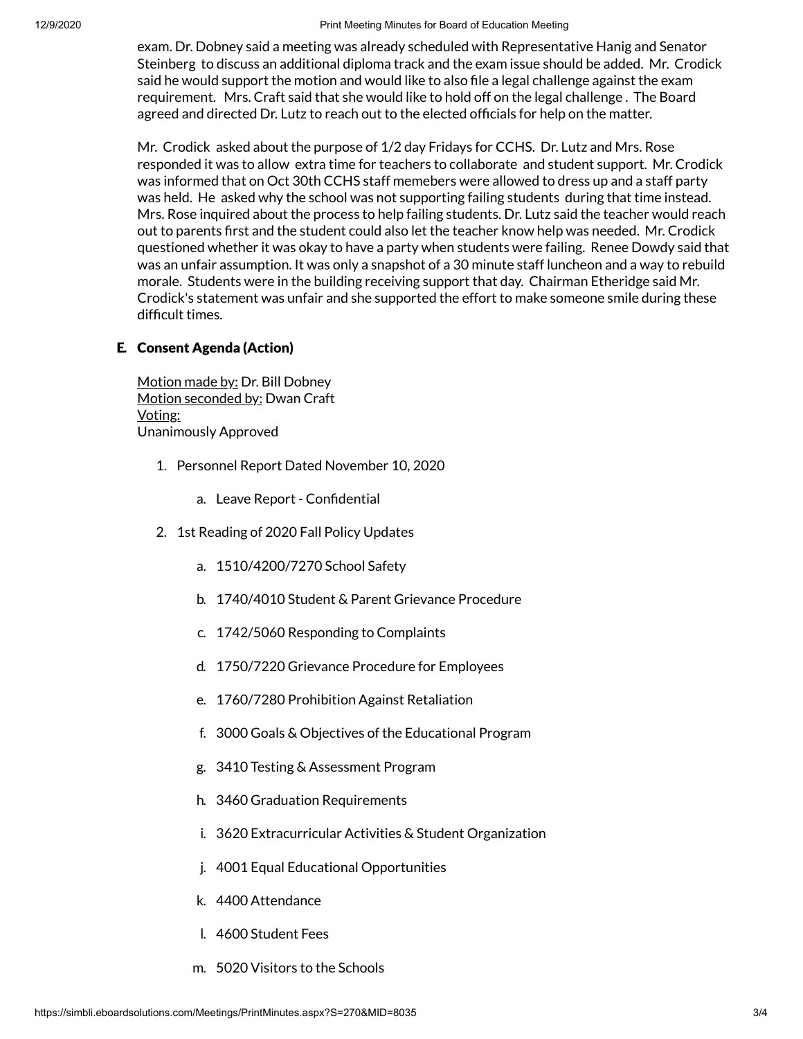exam. Dr. Dobney said a meeting was already scheduled with Representative Hanig and Senator Steinberg to discuss an additional diploma track and the exam issue should be added. Mr. Crodick said he would support the motion and would like to also file a legal challenge against the exam requirement. Mrs. Craft said that she would like to hold off on the legal challenge . The Board agreed and directed Dr. Lutz to reach out to the elected officials for help on the matter.

Mr. Crodick asked about the purpose of 1/2 day Fridays for CCHS. Dr. Lutz and Mrs. Rose responded it was to allow extra time for teachers to collaborate and student support. Mr. Crodick was informed that on Oct 30th CCHS staff memebers were allowed to dress up and a staff party was held. He asked why the school was not supporting failing students during that time instead. Mrs. Rose inquired about the process to help failing students. Dr. Lutz said the teacher would reach out to parents first and the student could also let the teacher know help was needed. Mr. Crodick questioned whether it was okay to have a party when students were failing. Renee Dowdy said that was an unfair assumption. It was only a snapshot of a 30 minute staff luncheon and a way to rebuild morale. Students were in the building receiving support that day. Chairman Etheridge said Mr. Crodick's statement was unfair and she supported the effort to make someone smile during these difficult times.

### E. Consent Agenda (Action)

Motion made by: Dr. Bill Dobney
Motion seconded by: Dwan Craft
Voting:
Unanimously Approved

1. Personnel Report Dated November 10, 2020
   a. Leave Report - Confidential
2. 1st Reading of 2020 Fall Policy Updates
   a. 1510/4200/7270 School Safety
   b. 1740/4010 Student & Parent Grievance Procedure
   c. 1742/5060 Responding to Complaints
   d. 1750/7220 Grievance Procedure for Employees
   e. 1760/7280 Prohibition Against Retaliation
   f. 3000 Goals & Objectives of the Educational Program
   g. 3410 Testing & Assessment Program
   h. 3460 Graduation Requirements
   i. 3620 Extracurricular Activities & Student Organization
   j. 4001 Equal Educational Opportunities
   k. 4400 Attendance
   l. 4600 Student Fees
   m. 5020 Visitors to the Schools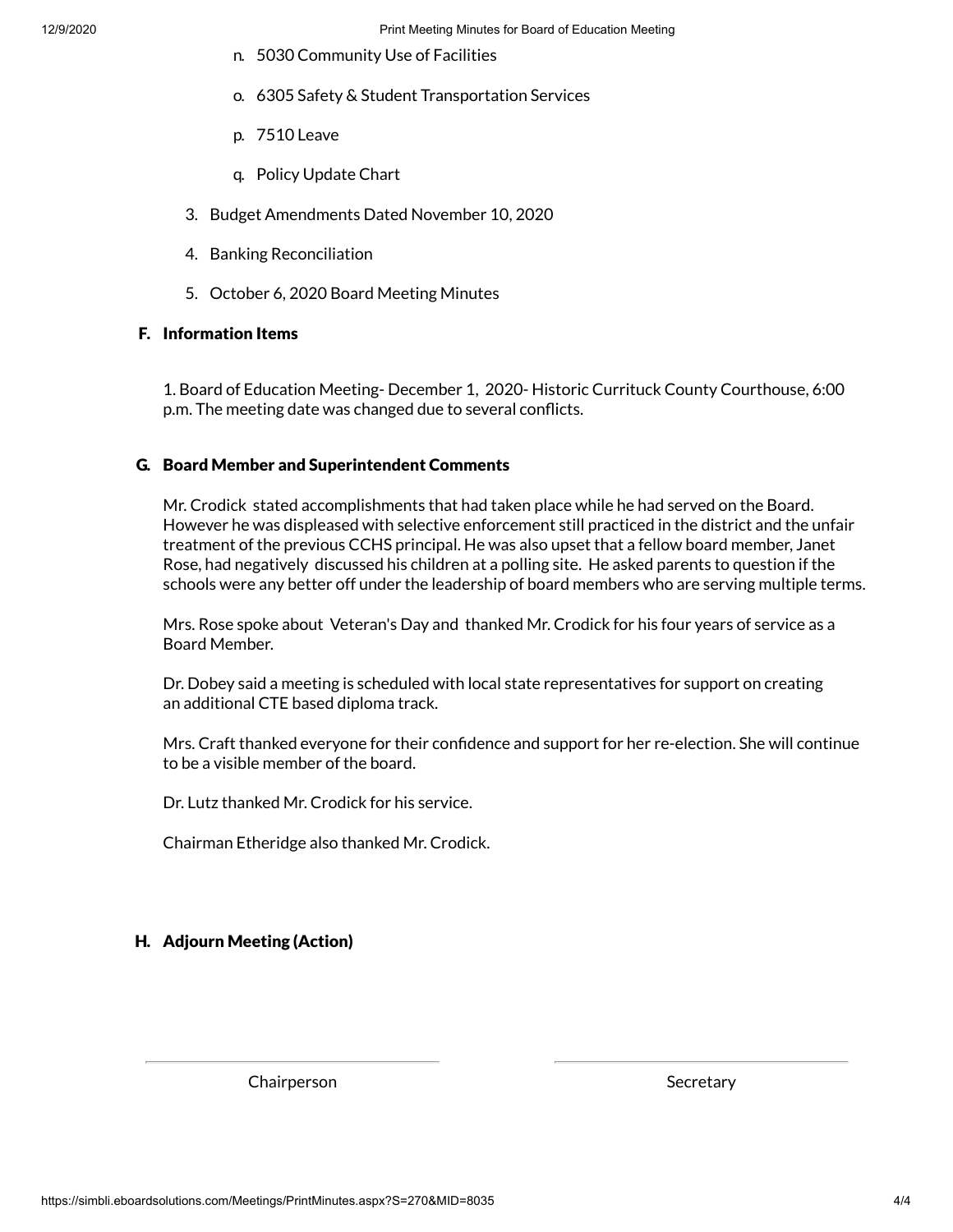n. 5030 Community Use of Facilities

o. 6305 Safety & Student Transportation Services

p. 7510 Leave

q. Policy Update Chart

3. Budget Amendments Dated November 10, 2020

4. Banking Reconciliation

5. October 6, 2020 Board Meeting Minutes

## F. Information Items

1. Board of Education Meeting- December 1, 2020- Historic Currituck County Courthouse, 6:00 p.m. The meeting date was changed due to several conflicts.

## G. Board Member and Superintendent Comments

Mr. Crodick stated accomplishments that had taken place while he had served on the Board. However he was displeased with selective enforcement still practiced in the district and the unfair treatment of the previous CCHS principal. He was also upset that a fellow board member, Janet Rose, had negatively discussed his children at a polling site. He asked parents to question if the schools were any better off under the leadership of board members who are serving multiple terms.

Mrs. Rose spoke about Veteran's Day and thanked Mr. Crodick for his four years of service as a Board Member.

Dr. Dobey said a meeting is scheduled with local state representatives for support on creating an additional CTE based diploma track.

Mrs. Craft thanked everyone for their confidence and support for her re-election. She will continue to be a visible member of the board.

Dr. Lutz thanked Mr. Crodick for his service.

Chairman Etheridge also thanked Mr. Crodick.

## H. Adjourn Meeting (Action)

Chairperson

Secretary